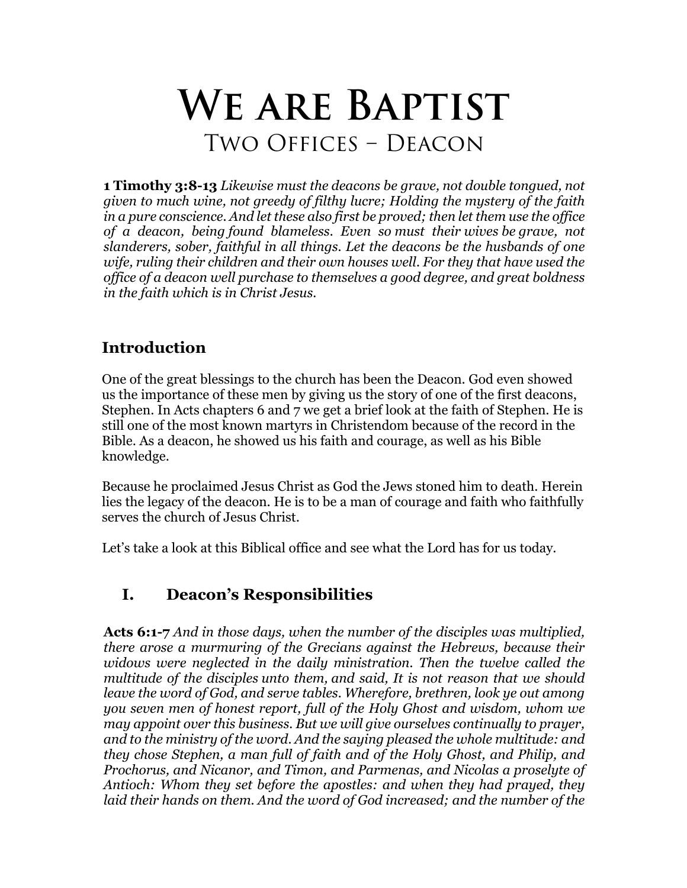# We are Baptist

## Two Offices – Deacon

**1 Timothy 3:8-13** *Likewise must the deacons be grave, not double tongued, not given to much wine, not greedy of filthy lucre; Holding the mystery of the faith in a pure conscience. And let these also first be proved; then let them use the office of a deacon, being found blameless. Even so must their wives be grave, not slanderers, sober, faithful in all things. Let the deacons be the husbands of one wife, ruling their children and their own houses well. For they that have used the office of a deacon well purchase to themselves a good degree, and great boldness in the faith which is in Christ Jesus.*

### Introduction

One of the great blessings to the church has been the Deacon. God even showed us the importance of these men by giving us the story of one of the first deacons, Stephen. In Acts chapters 6 and 7 we get a brief look at the faith of Stephen. He is still one of the most known martyrs in Christendom because of the record in the Bible. As a deacon, he showed us his faith and courage, as well as his Bible knowledge.

Because he proclaimed Jesus Christ as God the Jews stoned him to death. Herein lies the legacy of the deacon. He is to be a man of courage and faith who faithfully serves the church of Jesus Christ.

Let's take a look at this Biblical office and see what the Lord has for us today.

### I. Deacon's Responsibilities

**Acts 6:1-7** *And in those days, when the number of the disciples was multiplied, there arose a murmuring of the Grecians against the Hebrews, because their widows were neglected in the daily ministration. Then the twelve called the multitude of the disciples unto them, and said, It is not reason that we should leave the word of God, and serve tables. Wherefore, brethren, look ye out among you seven men of honest report, full of the Holy Ghost and wisdom, whom we may appoint over this business. But we will give ourselves continually to prayer, and to the ministry of the word. And the saying pleased the whole multitude: and they chose Stephen, a man full of faith and of the Holy Ghost, and Philip, and Prochorus, and Nicanor, and Timon, and Parmenas, and Nicolas a proselyte of Antioch: Whom they set before the apostles: and when they had prayed, they laid their hands on them. And the word of God increased; and the number of the*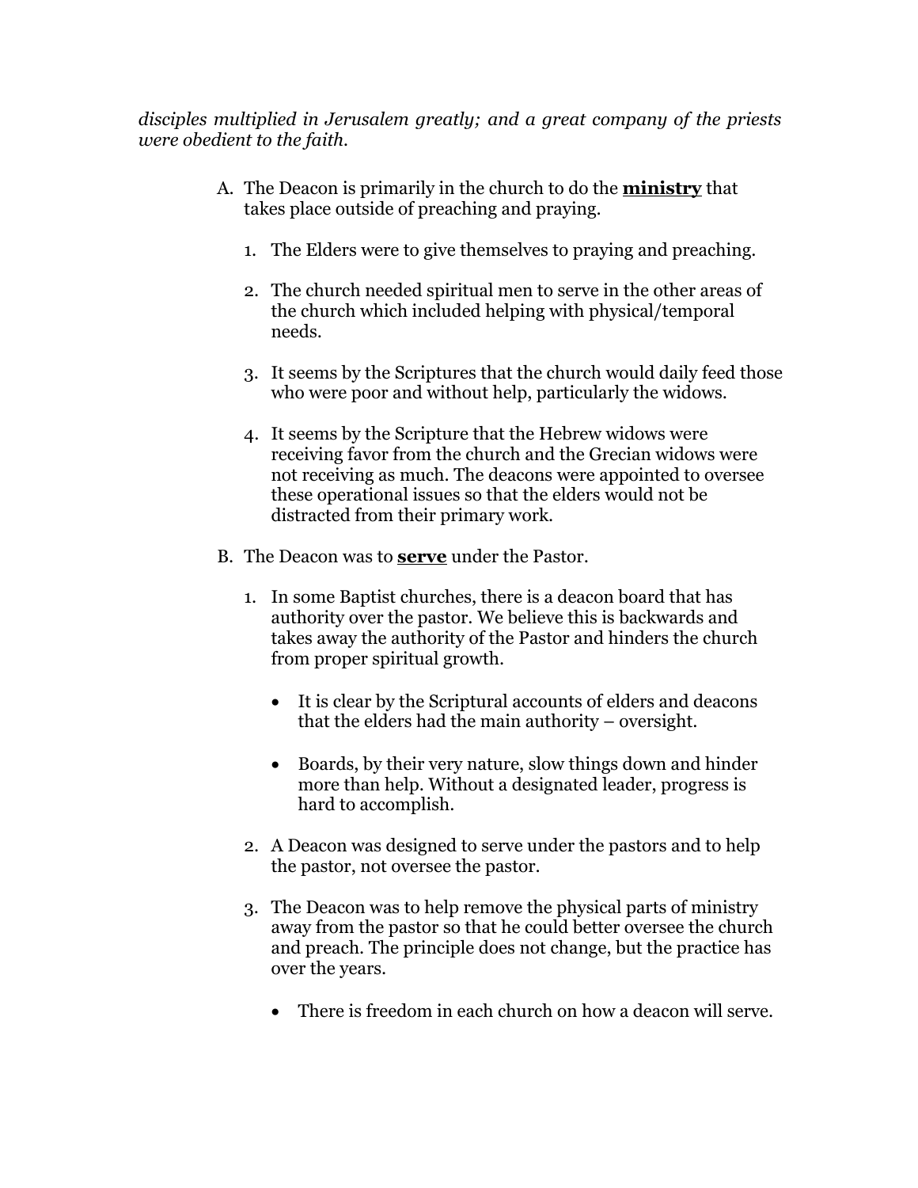*disciples multiplied in Jerusalem greatly; and a great company of the priests were obedient to the faith.*

A. The Deacon is primarily in the church to do the **ministry** that takes place outside of preaching and praying.

   1. The Elders were to give themselves to praying and preaching.

   2. The church needed spiritual men to serve in the other areas of the church which included helping with physical/temporal needs.

   3. It seems by the Scriptures that the church would daily feed those who were poor and without help, particularly the widows.

   4. It seems by the Scripture that the Hebrew widows were receiving favor from the church and the Grecian widows were not receiving as much. The deacons were appointed to oversee these operational issues so that the elders would not be distracted from their primary work.

B. The Deacon was to **serve** under the Pastor.

   1. In some Baptist churches, there is a deacon board that has authority over the pastor. We believe this is backwards and takes away the authority of the Pastor and hinders the church from proper spiritual growth.

      - It is clear by the Scriptural accounts of elders and deacons that the elders had the main authority – oversight.

      - Boards, by their very nature, slow things down and hinder more than help. Without a designated leader, progress is hard to accomplish.

   2. A Deacon was designed to serve under the pastors and to help the pastor, not oversee the pastor.

   3. The Deacon was to help remove the physical parts of ministry away from the pastor so that he could better oversee the church and preach. The principle does not change, but the practice has over the years.

      - There is freedom in each church on how a deacon will serve.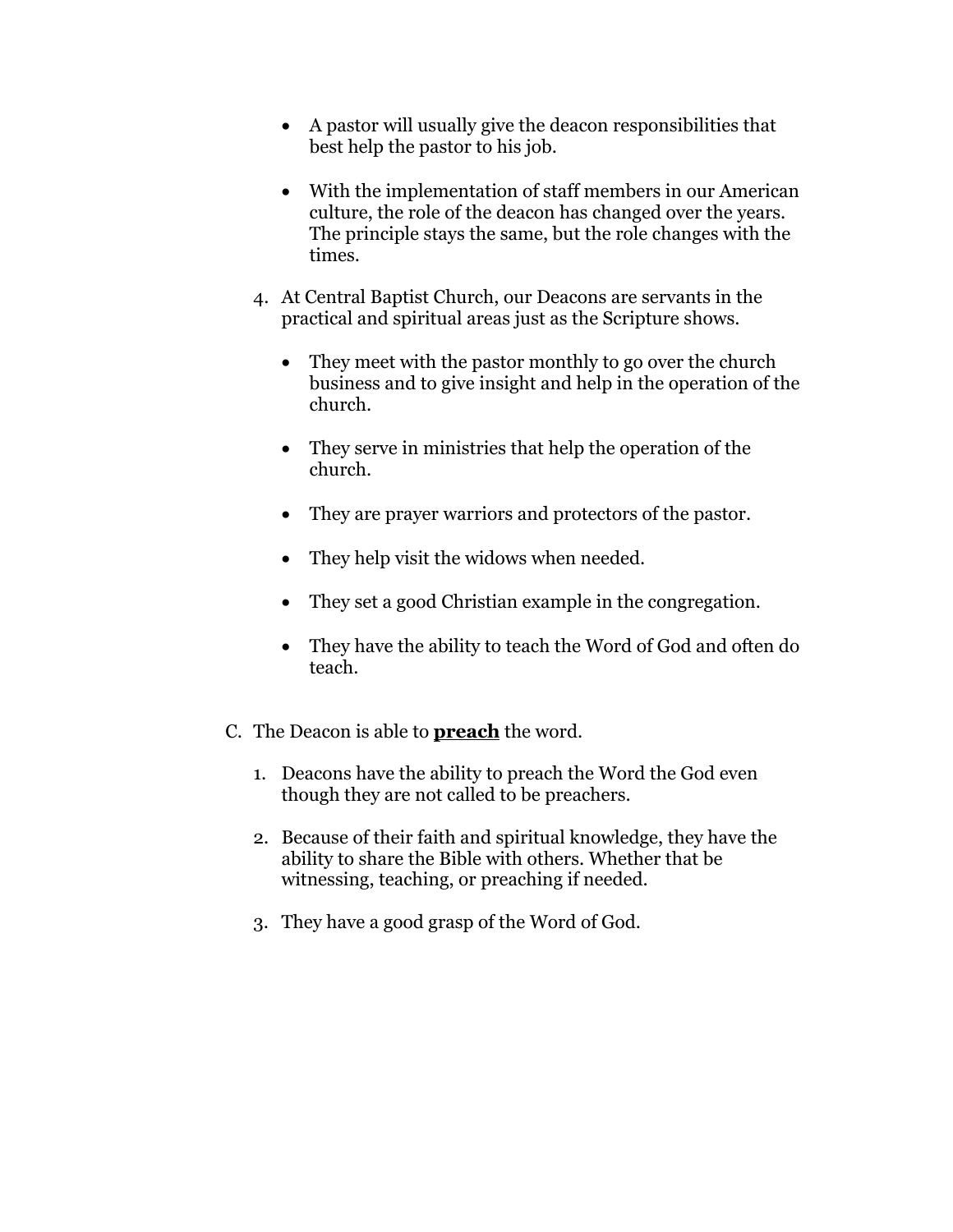- A pastor will usually give the deacon responsibilities that best help the pastor to his job.

- With the implementation of staff members in our American culture, the role of the deacon has changed over the years. The principle stays the same, but the role changes with the times.

4. At Central Baptist Church, our Deacons are servants in the practical and spiritual areas just as the Scripture shows.

   - They meet with the pastor monthly to go over the church business and to give insight and help in the operation of the church.

   - They serve in ministries that help the operation of the church.

   - They are prayer warriors and protectors of the pastor.

   - They help visit the widows when needed.

   - They set a good Christian example in the congregation.

   - They have the ability to teach the Word of God and often do teach.

C. The Deacon is able to <u>**preach**</u> the word.

1. Deacons have the ability to preach the Word the God even though they are not called to be preachers.

2. Because of their faith and spiritual knowledge, they have the ability to share the Bible with others. Whether that be witnessing, teaching, or preaching if needed.

3. They have a good grasp of the Word of God.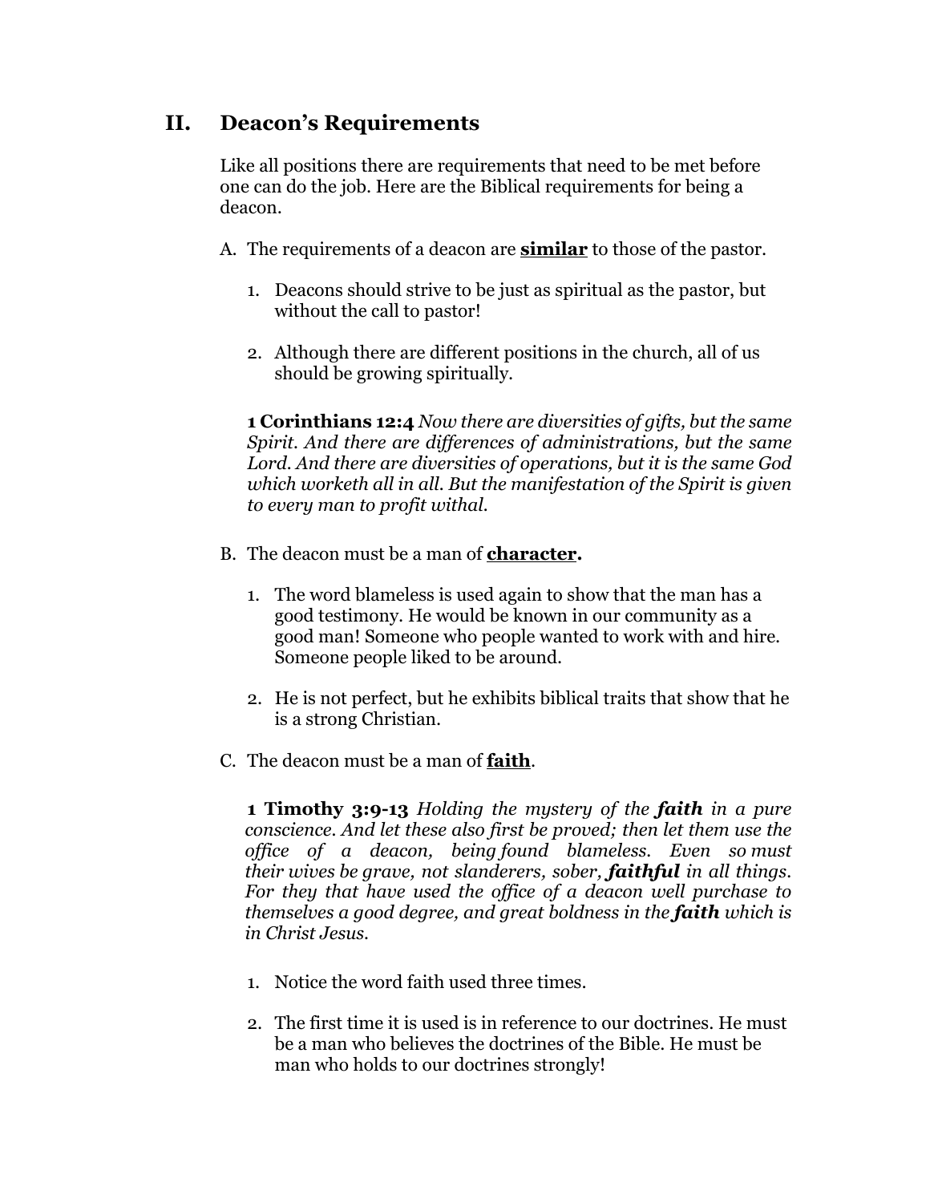## II. Deacon's Requirements

Like all positions there are requirements that need to be met before one can do the job. Here are the Biblical requirements for being a deacon.

A. The requirements of a deacon are **<u>similar</u>** to those of the pastor.

1. Deacons should strive to be just as spiritual as the pastor, but without the call to pastor!

2. Although there are different positions in the church, all of us should be growing spiritually.

**1 Corinthians 12:4** *Now there are diversities of gifts, but the same Spirit. And there are differences of administrations, but the same Lord. And there are diversities of operations, but it is the same God which worketh all in all. But the manifestation of the Spirit is given to every man to profit withal.*

B. The deacon must be a man of **<u>character</u>.**

1. The word blameless is used again to show that the man has a good testimony. He would be known in our community as a good man! Someone who people wanted to work with and hire. Someone people liked to be around.

2. He is not perfect, but he exhibits biblical traits that show that he is a strong Christian.

C. The deacon must be a man of **<u>faith</u>**.

**1 Timothy 3:9-13** *Holding the mystery of the* ***faith*** *in a pure conscience. And let these also first be proved; then let them use the office of a deacon, being found blameless. Even so must their wives be grave, not slanderers, sober,* ***faithful*** *in all things. For they that have used the office of a deacon well purchase to themselves a good degree, and great boldness in the* ***faith*** *which is in Christ Jesus.*

1. Notice the word faith used three times.

2. The first time it is used is in reference to our doctrines. He must be a man who believes the doctrines of the Bible. He must be man who holds to our doctrines strongly!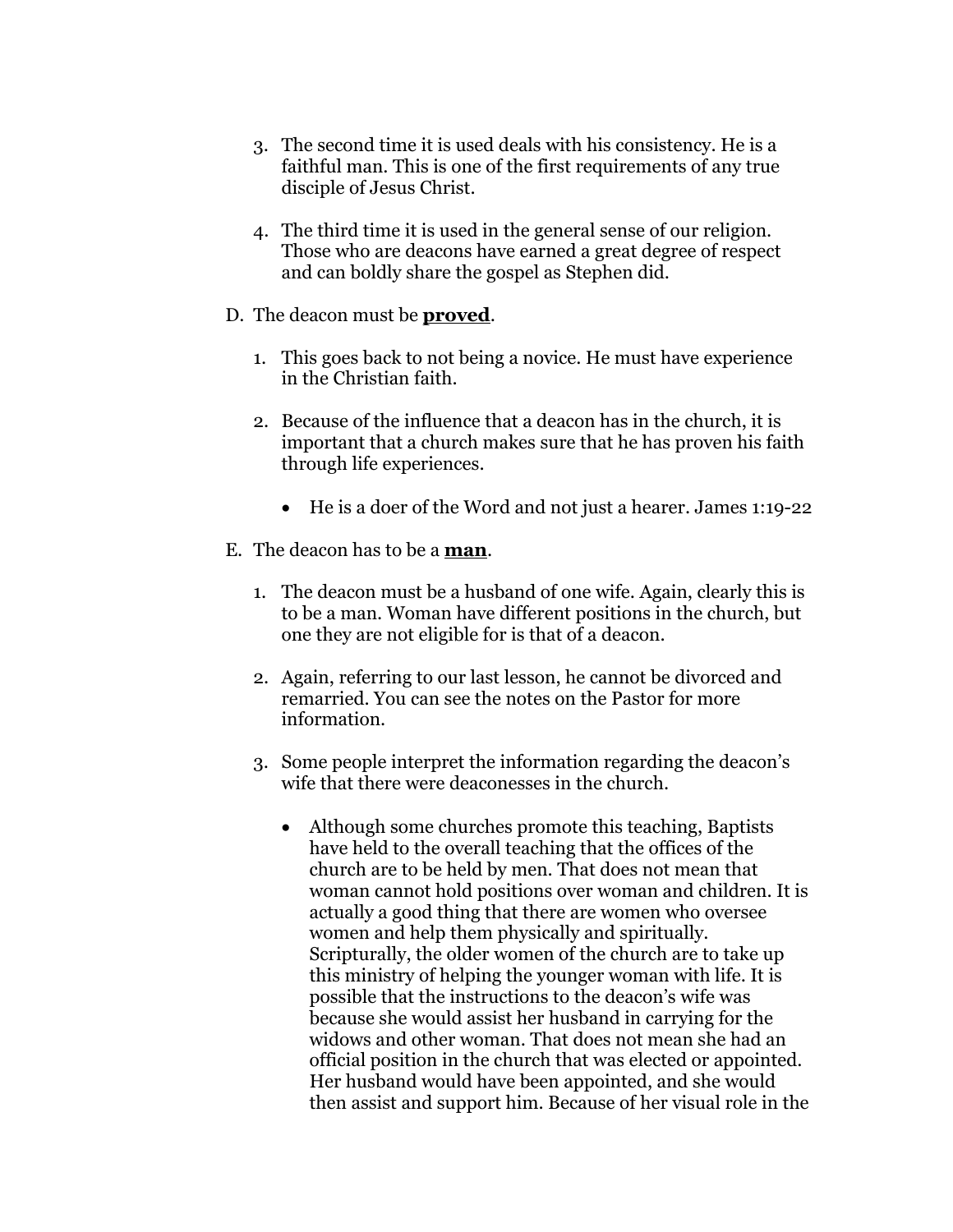3. The second time it is used deals with his consistency. He is a faithful man. This is one of the first requirements of any true disciple of Jesus Christ.

4. The third time it is used in the general sense of our religion. Those who are deacons have earned a great degree of respect and can boldly share the gospel as Stephen did.

D. The deacon must be **<u>proved</u>**.

1. This goes back to not being a novice. He must have experience in the Christian faith.

2. Because of the influence that a deacon has in the church, it is important that a church makes sure that he has proven his faith through life experiences.

   - He is a doer of the Word and not just a hearer. James 1:19-22

E. The deacon has to be a **<u>man</u>**.

1. The deacon must be a husband of one wife. Again, clearly this is to be a man. Woman have different positions in the church, but one they are not eligible for is that of a deacon.

2. Again, referring to our last lesson, he cannot be divorced and remarried. You can see the notes on the Pastor for more information.

3. Some people interpret the information regarding the deacon's wife that there were deaconesses in the church.

   - Although some churches promote this teaching, Baptists have held to the overall teaching that the offices of the church are to be held by men. That does not mean that woman cannot hold positions over woman and children. It is actually a good thing that there are women who oversee women and help them physically and spiritually. Scripturally, the older women of the church are to take up this ministry of helping the younger woman with life. It is possible that the instructions to the deacon's wife was because she would assist her husband in carrying for the widows and other woman. That does not mean she had an official position in the church that was elected or appointed. Her husband would have been appointed, and she would then assist and support him. Because of her visual role in the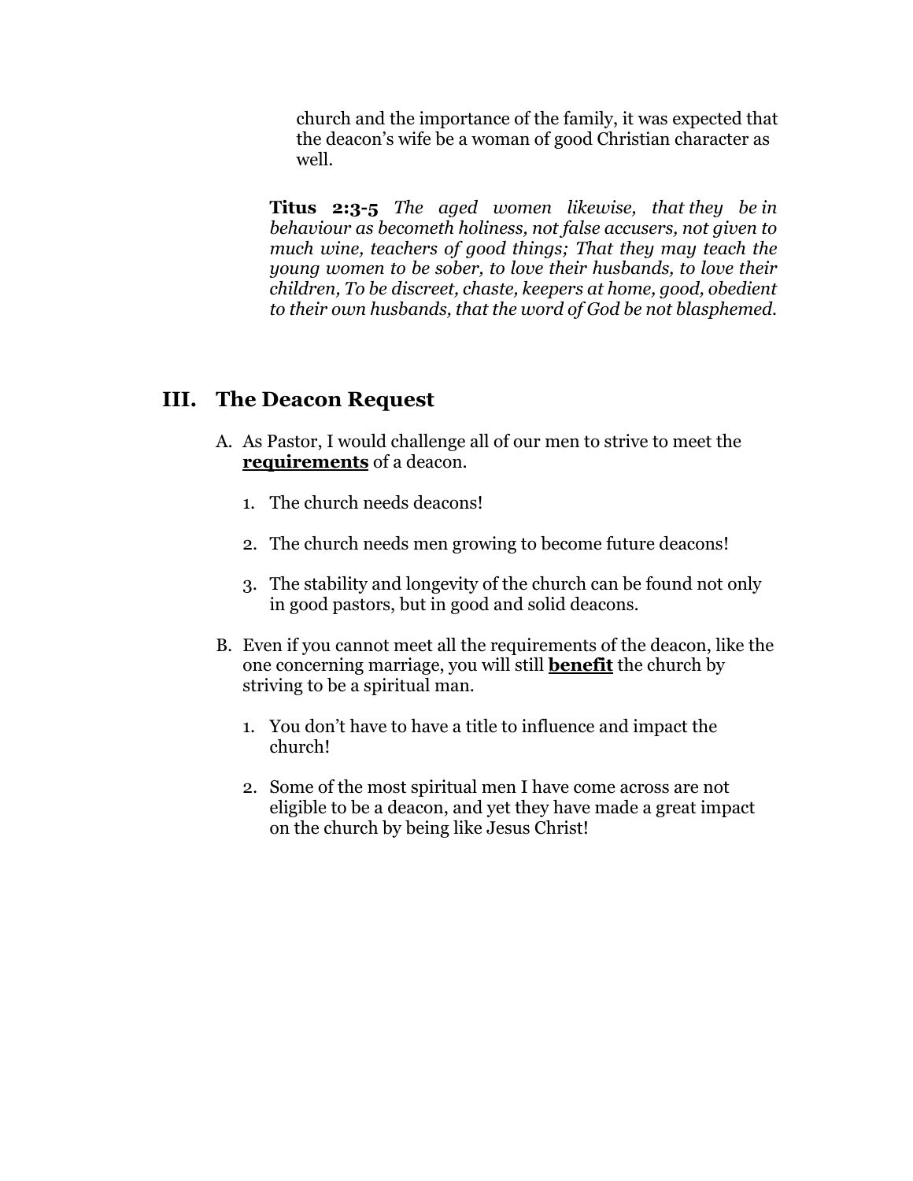church and the importance of the family, it was expected that the deacon's wife be a woman of good Christian character as well.

**Titus 2:3-5** *The aged women likewise, that they be in behaviour as becometh holiness, not false accusers, not given to much wine, teachers of good things; That they may teach the young women to be sober, to love their husbands, to love their children, To be discreet, chaste, keepers at home, good, obedient to their own husbands, that the word of God be not blasphemed.*

## III. The Deacon Request

A. As Pastor, I would challenge all of our men to strive to meet the **requirements** of a deacon.

1. The church needs deacons!

2. The church needs men growing to become future deacons!

3. The stability and longevity of the church can be found not only in good pastors, but in good and solid deacons.

B. Even if you cannot meet all the requirements of the deacon, like the one concerning marriage, you will still **benefit** the church by striving to be a spiritual man.

1. You don't have to have a title to influence and impact the church!

2. Some of the most spiritual men I have come across are not eligible to be a deacon, and yet they have made a great impact on the church by being like Jesus Christ!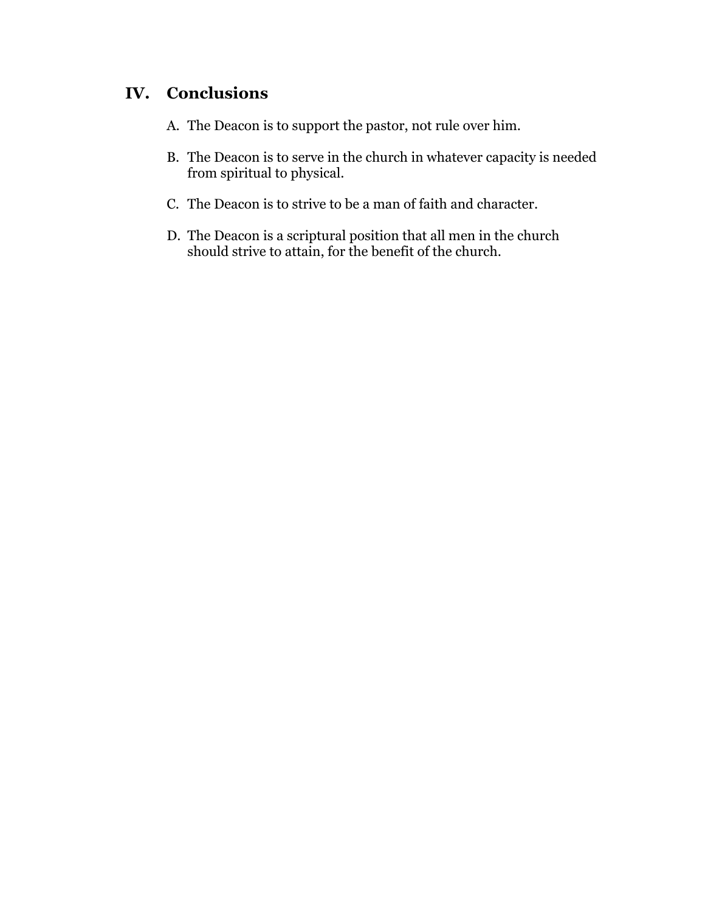## IV. Conclusions

A. The Deacon is to support the pastor, not rule over him.

B. The Deacon is to serve in the church in whatever capacity is needed from spiritual to physical.

C. The Deacon is to strive to be a man of faith and character.

D. The Deacon is a scriptural position that all men in the church should strive to attain, for the benefit of the church.